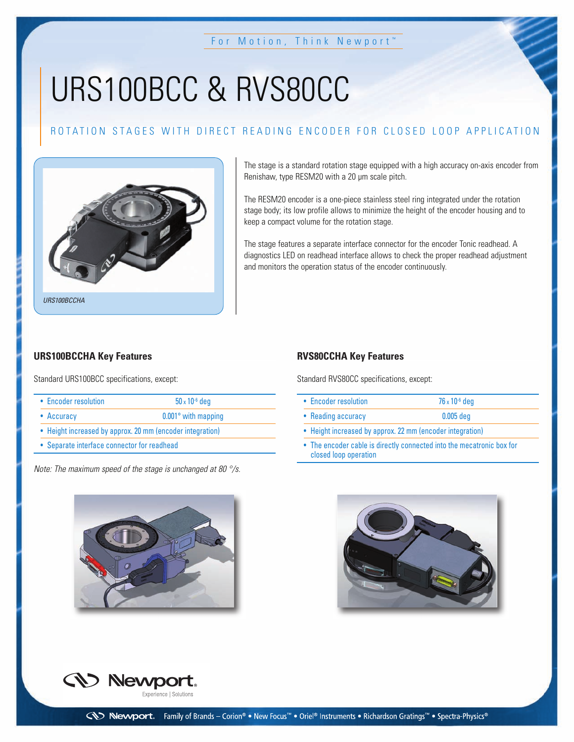For Motion, Think Newport™

# URS100BCC & RVS80CC

## ROTATION STAGES WITH DIRECT READING ENCODER FOR CLOSED LOOP APPLICATION

*URS100BCCHA*

The stage is a standard rotation stage equipped with a high accuracy on-axis encoder from Renishaw, type RESM20 with a 20 µm scale pitch.

The RESM20 encoder is a one-piece stainless steel ring integrated under the rotation stage body; its low profile allows to minimize the height of the encoder housing and to keep a compact volume for the rotation stage.

The stage features a separate interface connector for the encoder Tonic readhead. A diagnostics LED on readhead interface allows to check the proper readhead adjustment and monitors the operation status of the encoder continuously.

### URS100BCCHA Key Features

Standard URS100BCC specifications, except:

- Encoder resolution — $50 \times 10^{-6}$ deg
- Accuracy — 0.001° with mapping
- Height increased by approx. 20 mm (encoder integration)
- Separate interface connector for readhead

*Note: The maximum speed of the stage is unchanged at 80 °/s.*

### RVS80CCHA Key Features

Standard RVS80CC specifications, except:

- Encoder resolution — $76 \times 10^{-6}$ deg
- Reading accuracy — 0.005 deg
- Height increased by approx. 22 mm (encoder integration)
- The encoder cable is directly connected into the mecatronic box for closed loop operation

Newport. Experience | Solutions

Newport. Family of Brands – Corion® • New Focus™ • Oriel® Instruments • Richardson Gratings™ • Spectra-Physics®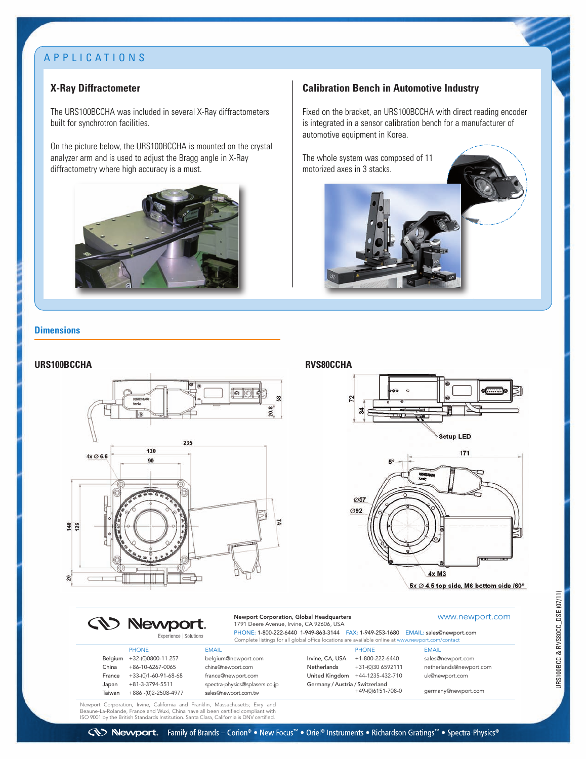# APPLICATIONS

## X-Ray Diffractometer

The URS100BCCHA was included in several X-Ray diffractometers built for synchrotron facilities.

On the picture below, the URS100BCCHA is mounted on the crystal analyzer arm and is used to adjust the Bragg angle in X-Ray diffractometry where high accuracy is a must.

## Calibration Bench in Automotive Industry

Fixed on the bracket, an URS100BCCHA with direct reading encoder is integrated in a sensor calibration bench for a manufacturer of automotive equipment in Korea.

The whole system was composed of 11 motorized axes in 3 stacks.

## Dimensions

### URS100BCCHA

58
20.8
235
120
90
4x ∅ 6.6
140
126
74
20

### RVS80CCHA

72
34
Setup LED
171
5°
∅57
∅92
4x M3
5x ∅ 4.5 top side, M6 bottom side /60°

---

**Newport Corporation, Global Headquarters**
1791 Deere Avenue, Irvine, CA 92606, USA
PHONE: 1-800-222-6440 1-949-863-3144 FAX: 1-949-253-1680 EMAIL: sales@newport.com
Complete listings for all global office locations are available online at www.newport.com/contact

www.newport.com

Newport. Experience | Solutions

| | PHONE | EMAIL | | PHONE | EMAIL |
|---|---|---|---|---|---|
| Belgium | +32-(0)0800-11 257 | belgium@newport.com | Irvine, CA, USA | +1-800-222-6440 | sales@newport.com |
| China | +86-10-6267-0065 | china@newport.com | Netherlands | +31-(0)30 6592111 | netherlands@newport.com |
| France | +33-(0)1-60-91-68-68 | france@newport.com | United Kingdom | +44-1235-432-710 | uk@newport.com |
| Japan | +81-3-3794-5511 | spectra-physics@splasers.co.jp | Germany / Austria / Switzerland | +49-(0)6151-708-0 | germany@newport.com |
| Taiwan | +886 -(0)2-2508-4977 | sales@newport.com.tw | | | |

Newport Corporation, Irvine, California and Franklin, Massachusetts; Evry and Beaune-La-Rolande, France and Wuxi, China have all been certified compliant with ISO 9001 by the British Standards Institution. Santa Clara, California is DNV certified.

URS100BCC & RVS80CC_DSE (07/11)

Newport. Family of Brands – Corion® • New Focus™ • Oriel® Instruments • Richardson Gratings™ • Spectra-Physics®